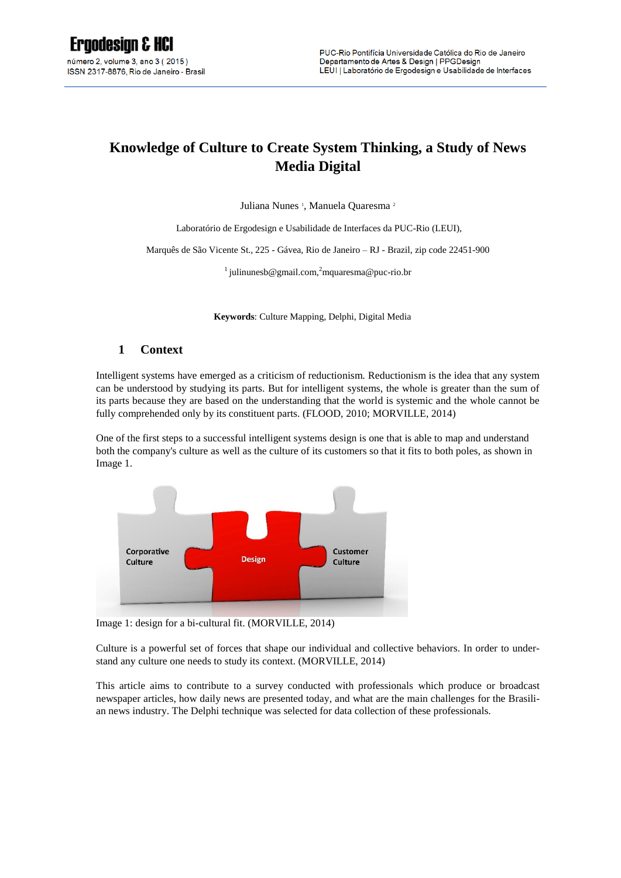# Knowledge of Culture to Create System Thinking, a Study of News Media Digital

Juliana Nunes [1], Manuela Quaresma [2]

Laboratório de Ergodesign e Usabilidade de Interfaces da PUC-Rio (LEUI),

Marquês de São Vicente St., 225 - Gávea, Rio de Janeiro – RJ - Brazil, zip code 22451-900

[1] julinunesb@gmail.com,[2]mquaresma@puc-rio.br

**Keywords**: Culture Mapping, Delphi, Digital Media

## 1 Context

Intelligent systems have emerged as a criticism of reductionism. Reductionism is the idea that any system can be understood by studying its parts. But for intelligent systems, the whole is greater than the sum of its parts because they are based on the understanding that the world is systemic and the whole cannot be fully comprehended only by its constituent parts. (FLOOD, 2010; MORVILLE, 2014)

One of the first steps to a successful intelligent systems design is one that is able to map and understand both the company's culture as well as the culture of its customers so that it fits to both poles, as shown in Image 1.

Corporative Culture | Design | Customer Culture

Image 1: design for a bi-cultural fit. (MORVILLE, 2014)

Culture is a powerful set of forces that shape our individual and collective behaviors. In order to understand any culture one needs to study its context. (MORVILLE, 2014)

This article aims to contribute to a survey conducted with professionals which produce or broadcast newspaper articles, how daily news are presented today, and what are the main challenges for the Brasilian news industry. The Delphi technique was selected for data collection of these professionals.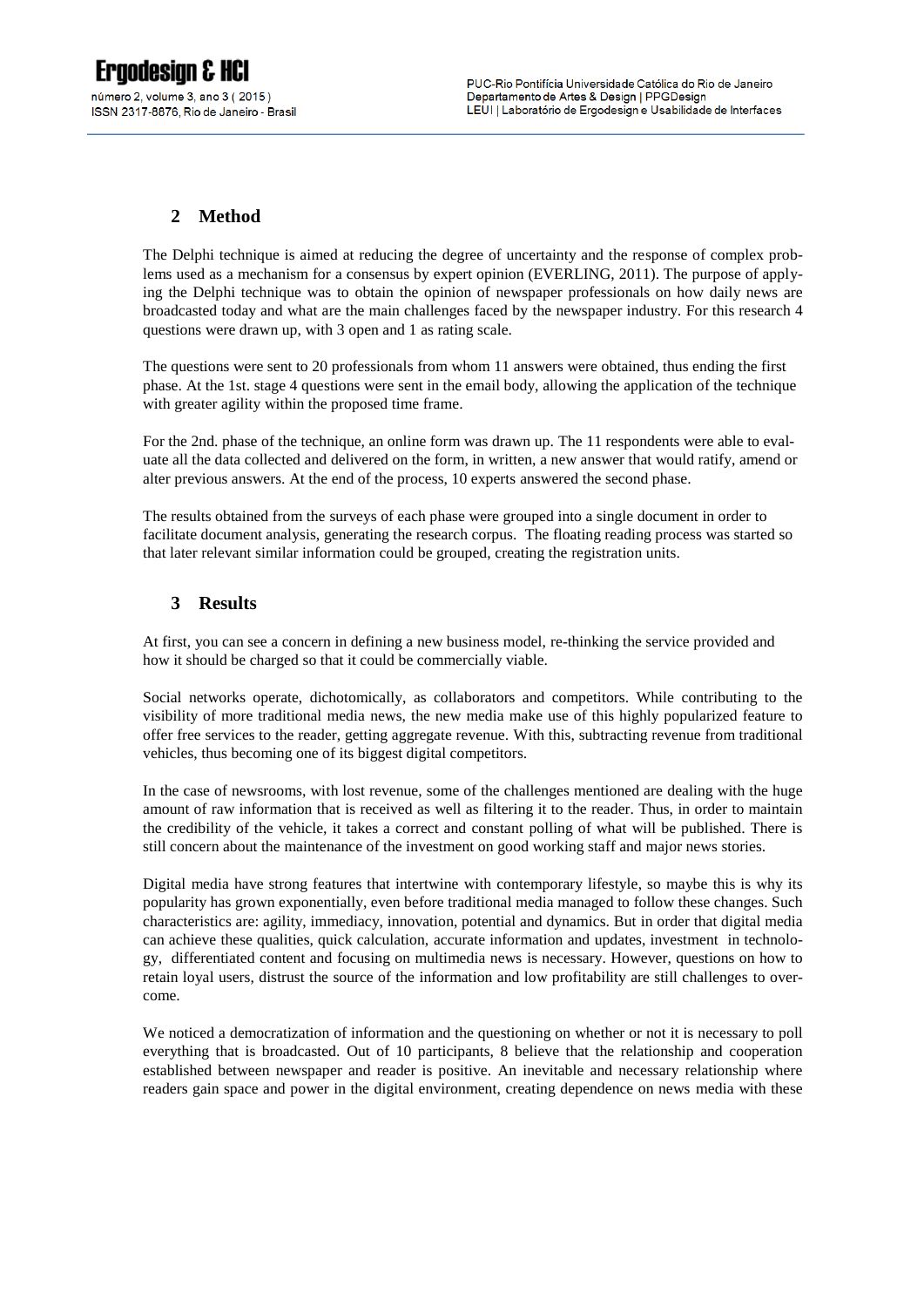## 2 Method

The Delphi technique is aimed at reducing the degree of uncertainty and the response of complex problems used as a mechanism for a consensus by expert opinion (EVERLING, 2011). The purpose of applying the Delphi technique was to obtain the opinion of newspaper professionals on how daily news are broadcasted today and what are the main challenges faced by the newspaper industry. For this research 4 questions were drawn up, with 3 open and 1 as rating scale.

The questions were sent to 20 professionals from whom 11 answers were obtained, thus ending the first phase. At the 1st. stage 4 questions were sent in the email body, allowing the application of the technique with greater agility within the proposed time frame.

For the 2nd. phase of the technique, an online form was drawn up. The 11 respondents were able to evaluate all the data collected and delivered on the form, in written, a new answer that would ratify, amend or alter previous answers. At the end of the process, 10 experts answered the second phase.

The results obtained from the surveys of each phase were grouped into a single document in order to facilitate document analysis, generating the research corpus. The floating reading process was started so that later relevant similar information could be grouped, creating the registration units.

## 3 Results

At first, you can see a concern in defining a new business model, re-thinking the service provided and how it should be charged so that it could be commercially viable.

Social networks operate, dichotomically, as collaborators and competitors. While contributing to the visibility of more traditional media news, the new media make use of this highly popularized feature to offer free services to the reader, getting aggregate revenue. With this, subtracting revenue from traditional vehicles, thus becoming one of its biggest digital competitors.

In the case of newsrooms, with lost revenue, some of the challenges mentioned are dealing with the huge amount of raw information that is received as well as filtering it to the reader. Thus, in order to maintain the credibility of the vehicle, it takes a correct and constant polling of what will be published. There is still concern about the maintenance of the investment on good working staff and major news stories.

Digital media have strong features that intertwine with contemporary lifestyle, so maybe this is why its popularity has grown exponentially, even before traditional media managed to follow these changes. Such characteristics are: agility, immediacy, innovation, potential and dynamics. But in order that digital media can achieve these qualities, quick calculation, accurate information and updates, investment in technology, differentiated content and focusing on multimedia news is necessary. However, questions on how to retain loyal users, distrust the source of the information and low profitability are still challenges to overcome.

We noticed a democratization of information and the questioning on whether or not it is necessary to poll everything that is broadcasted. Out of 10 participants, 8 believe that the relationship and cooperation established between newspaper and reader is positive. An inevitable and necessary relationship where readers gain space and power in the digital environment, creating dependence on news media with these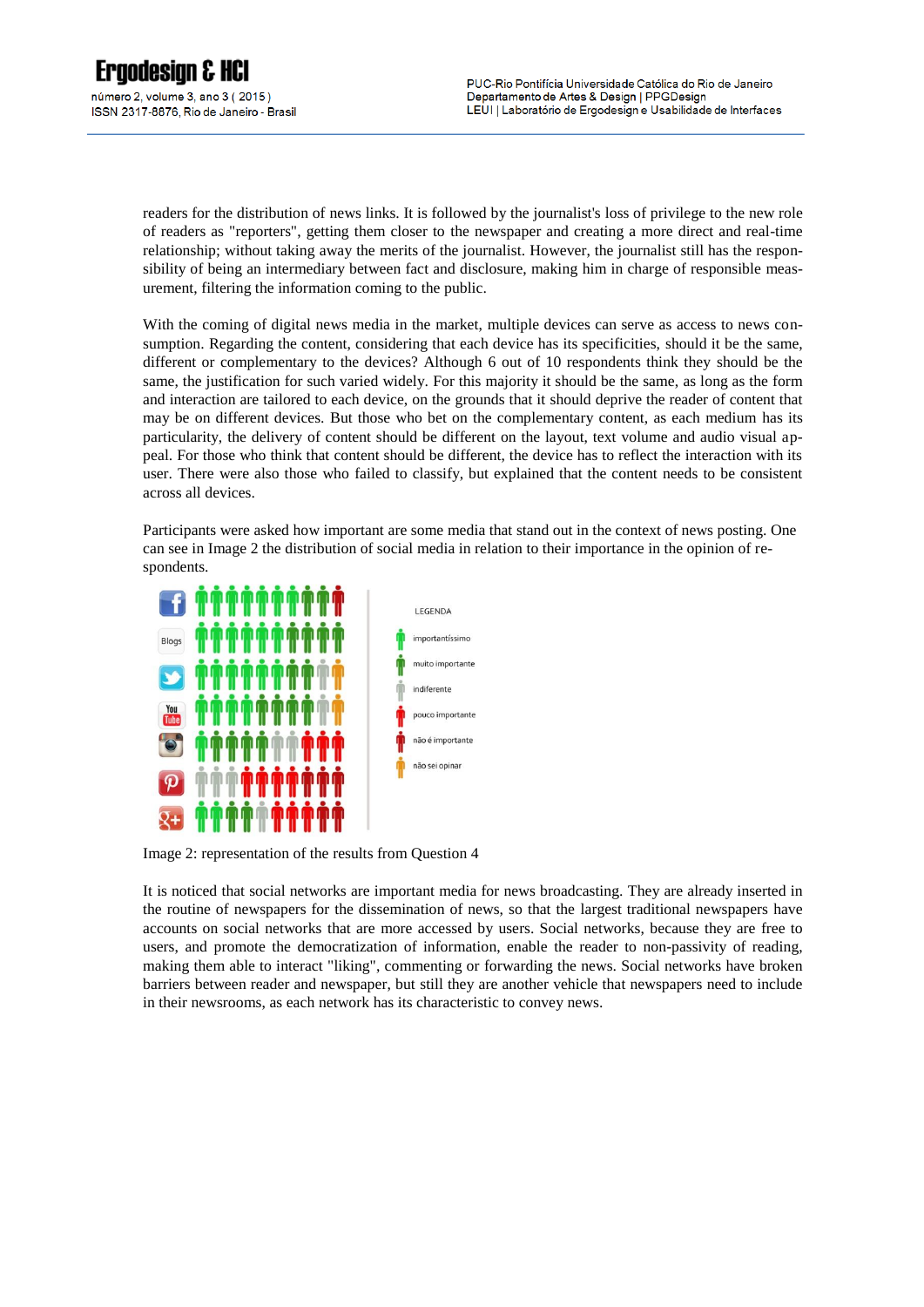readers for the distribution of news links. It is followed by the journalist's loss of privilege to the new role of readers as "reporters", getting them closer to the newspaper and creating a more direct and real-time relationship; without taking away the merits of the journalist. However, the journalist still has the responsibility of being an intermediary between fact and disclosure, making him in charge of responsible measurement, filtering the information coming to the public.

With the coming of digital news media in the market, multiple devices can serve as access to news consumption. Regarding the content, considering that each device has its specificities, should it be the same, different or complementary to the devices? Although 6 out of 10 respondents think they should be the same, the justification for such varied widely. For this majority it should be the same, as long as the form and interaction are tailored to each device, on the grounds that it should deprive the reader of content that may be on different devices. But those who bet on the complementary content, as each medium has its particularity, the delivery of content should be different on the layout, text volume and audio visual appeal. For those who think that content should be different, the device has to reflect the interaction with its user. There were also those who failed to classify, but explained that the content needs to be consistent across all devices.

Participants were asked how important are some media that stand out in the context of news posting. One can see in Image 2 the distribution of social media in relation to their importance in the opinion of respondents.

Image 2: representation of the results from Question 4

It is noticed that social networks are important media for news broadcasting. They are already inserted in the routine of newspapers for the dissemination of news, so that the largest traditional newspapers have accounts on social networks that are more accessed by users. Social networks, because they are free to users, and promote the democratization of information, enable the reader to non-passivity of reading, making them able to interact "liking", commenting or forwarding the news. Social networks have broken barriers between reader and newspaper, but still they are another vehicle that newspapers need to include in their newsrooms, as each network has its characteristic to convey news.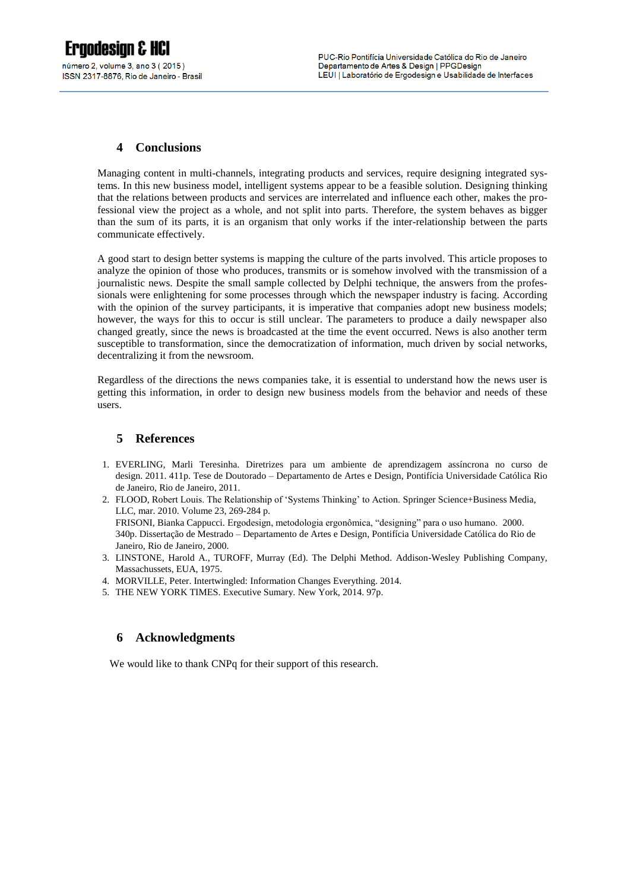## 4 Conclusions

Managing content in multi-channels, integrating products and services, require designing integrated systems. In this new business model, intelligent systems appear to be a feasible solution. Designing thinking that the relations between products and services are interrelated and influence each other, makes the professional view the project as a whole, and not split into parts. Therefore, the system behaves as bigger than the sum of its parts, it is an organism that only works if the inter-relationship between the parts communicate effectively.

A good start to design better systems is mapping the culture of the parts involved. This article proposes to analyze the opinion of those who produces, transmits or is somehow involved with the transmission of a journalistic news. Despite the small sample collected by Delphi technique, the answers from the professionals were enlightening for some processes through which the newspaper industry is facing. According with the opinion of the survey participants, it is imperative that companies adopt new business models; however, the ways for this to occur is still unclear. The parameters to produce a daily newspaper also changed greatly, since the news is broadcasted at the time the event occurred. News is also another term susceptible to transformation, since the democratization of information, much driven by social networks, decentralizing it from the newsroom.

Regardless of the directions the news companies take, it is essential to understand how the news user is getting this information, in order to design new business models from the behavior and needs of these users.

## 5 References

1. EVERLING, Marli Teresinha. Diretrizes para um ambiente de aprendizagem assíncrona no curso de design. 2011. 411p. Tese de Doutorado – Departamento de Artes e Design, Pontifícia Universidade Católica Rio de Janeiro, Rio de Janeiro, 2011.
2. FLOOD, Robert Louis. The Relationship of 'Systems Thinking' to Action. Springer Science+Business Media, LLC, mar. 2010. Volume 23, 269-284 p.
   FRISONI, Bianka Cappucci. Ergodesign, metodologia ergonômica, "designing" para o uso humano. 2000. 340p. Dissertação de Mestrado – Departamento de Artes e Design, Pontifícia Universidade Católica do Rio de Janeiro, Rio de Janeiro, 2000.
3. LINSTONE, Harold A., TUROFF, Murray (Ed). The Delphi Method. Addison-Wesley Publishing Company, Massachussets, EUA, 1975.
4. MORVILLE, Peter. Intertwingled: Information Changes Everything. 2014.
5. THE NEW YORK TIMES. Executive Sumary. New York, 2014. 97p.

## 6 Acknowledgments

We would like to thank CNPq for their support of this research.